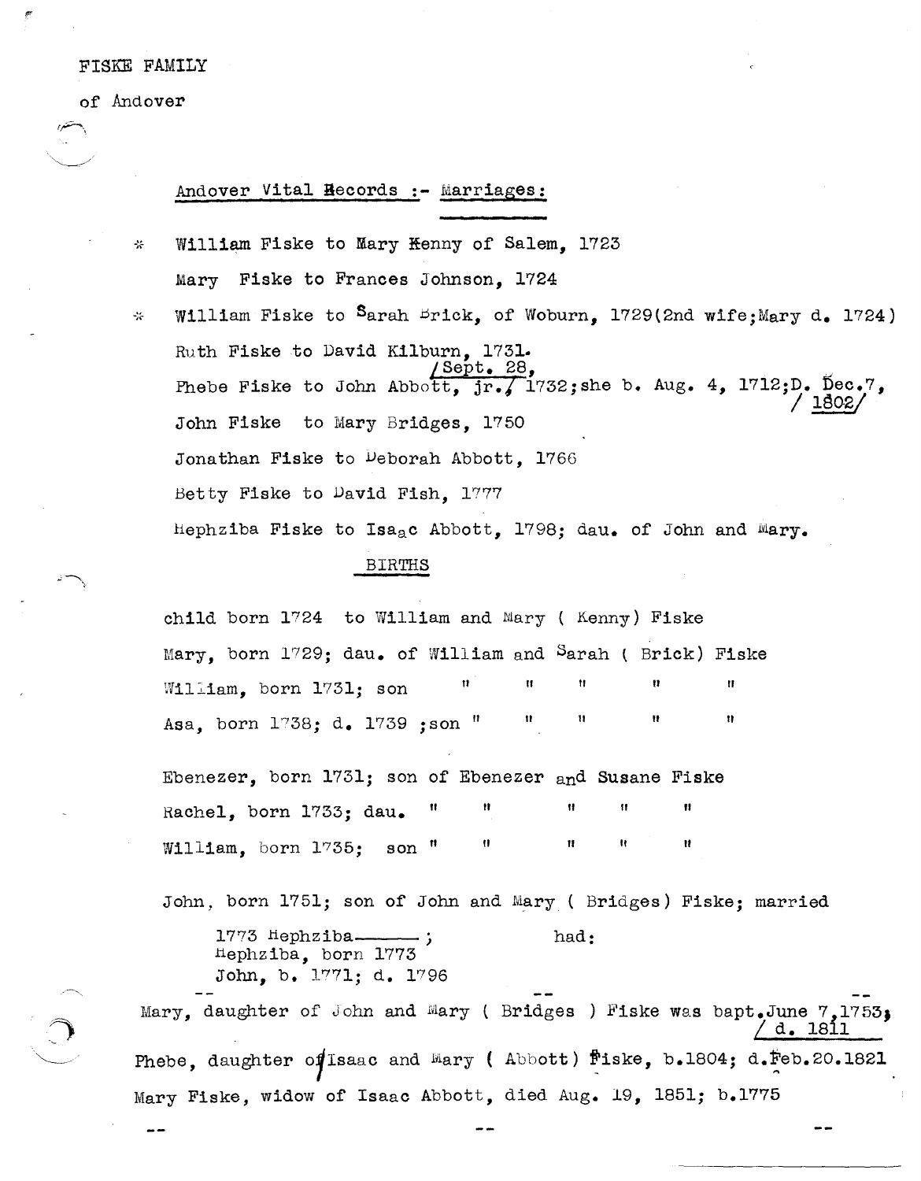FISKE FAMILY

of Andover

## Andover Vital Records :- Marriages:

\* William Fiske to Mary Kenny of Salem, 1723

Mary Fiske to Frances Johnson, 1724

\* William Fiske to Sarah Brick, of Woburn, 1729(2nd wife;Mary d. 1724)

Ruth Fiske to David Kilburn, 1731.

Phebe Fiske to John Abbott, jr./ Sept. 28, 1732;she b. Aug. 4, 1712;D. Dec.7, 1802/

John Fiske to Mary Bridges, 1750

Jonathan Fiske to Deborah Abbott, 1766

Betty Fiske to David Fish, 1777

Hephziba Fiske to Isaac Abbott, 1798; dau. of John and Mary.

## BIRTHS

child born 1724 to William and Mary ( Kenny) Fiske

Mary, born 1729; dau. of William and Sarah ( Brick) Fiske

William, born 1731; son " " " " "

Asa, born 1738; d. 1739 ;son " " " " "

Ebenezer, born 1731; son of Ebenezer and Susane Fiske

Rachel, born 1733; dau. " " " " "

William, born 1735; son " " " " "

John, born 1751; son of John and Mary ( Bridges) Fiske; married

1773 Hephziba——— ; had:
Hephziba, born 1773
John, b. 1771; d. 1796

--

Mary, daughter of John and Mary ( Bridges ) Fiske was bapt.June 7,1753; / d. 1811

Phebe, daughter of Isaac and Mary ( Abbott) Fiske, b.1804; d.Feb.20.1821

Mary Fiske, widow of Isaac Abbott, died Aug. 19, 1851; b.1775

--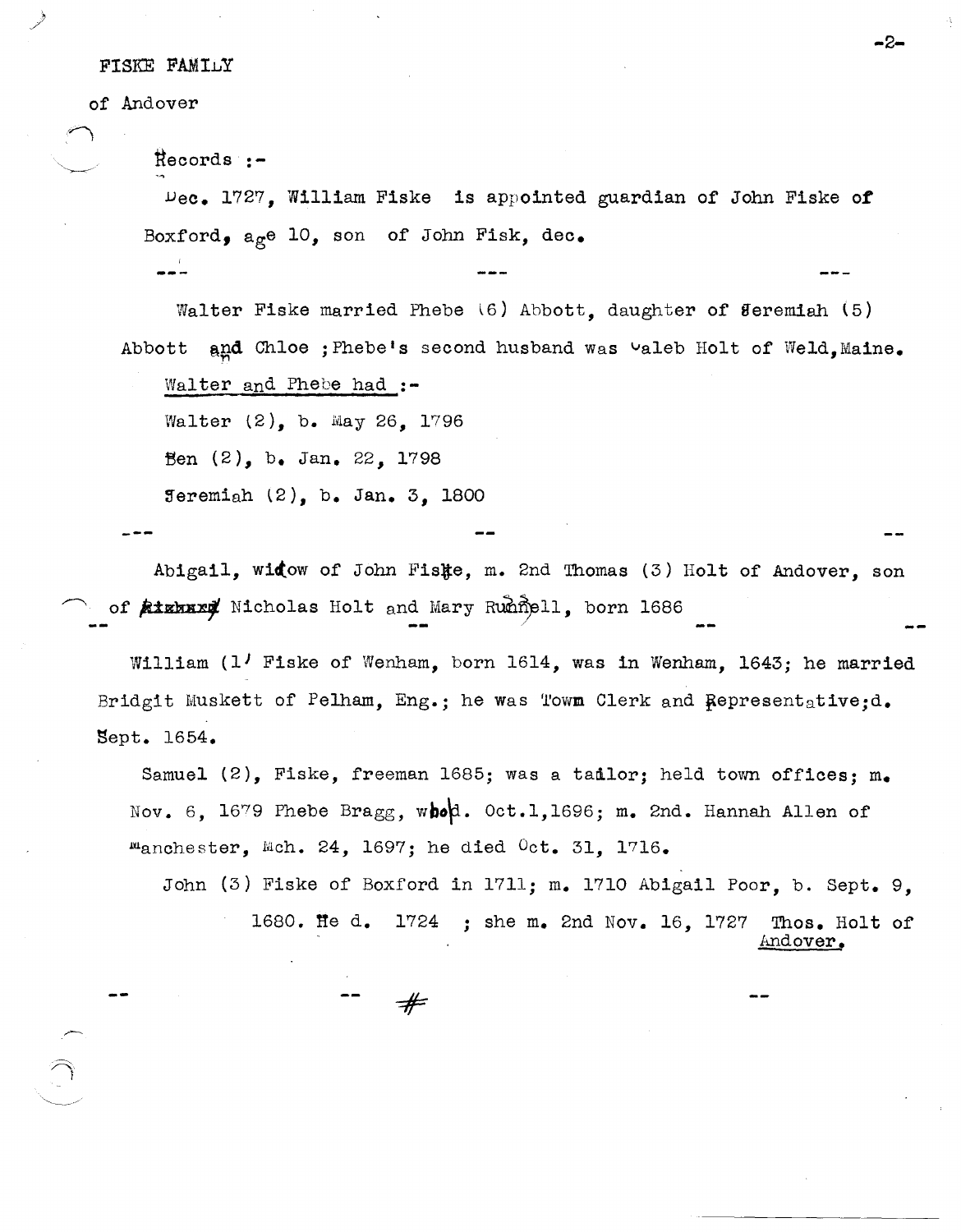FISKE FAMILY

of Andover

Records :-

Dec. 1727, William Fiske is appointed guardian of John Fiske of Boxford, age 10, son of John Fisk, dec.

--- --- ---

Walter Fiske married Phebe (6) Abbott, daughter of Jeremiah (5) Abbott and Chloe ; Phebe's second husband was Caleb Holt of Weld, Maine.

Walter and Phebe had :-

Walter (2), b. May 26, 1796

Ben (2), b. Jan. 22, 1798

Jeremiah (2), b. Jan. 3, 1800

--- -- --

Abigail, widow of John Fiske, m. 2nd Thomas (3) Holt of Andover, son of Nicholas Holt and Mary Russell, born 1686

-- -- -- --

William (1) Fiske of Wenham, born 1614, was in Wenham, 1643; he married Bridgit Muskett of Pelham, Eng.; he was Town Clerk and Representative; d. Sept. 1654.

Samuel (2), Fiske, freeman 1685; was a tailor; held town offices; m. Nov. 6, 1679 Phebe Bragg, who d. Oct. 1, 1696; m. 2nd. Hannah Allen of Manchester, Mch. 24, 1697; he died Oct. 31, 1716.

John (3) Fiske of Boxford in 1711; m. 1710 Abigail Poor, b. Sept. 9, 1680. He d. 1724 ; she m. 2nd Nov. 16, 1727 Thos. Holt of Andover.

-- -- # --